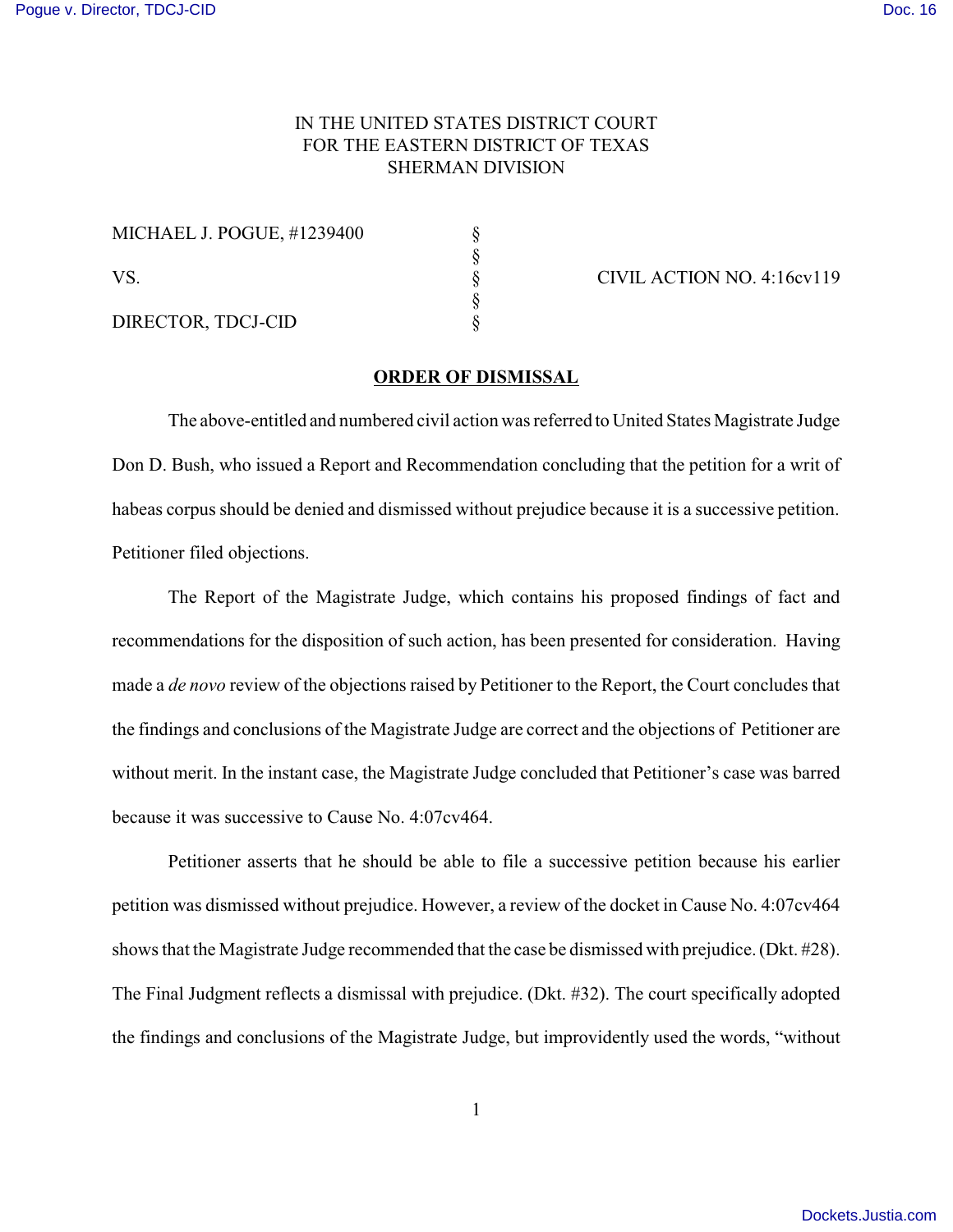IN THE UNITED STATES DISTRICT COURT
FOR THE EASTERN DISTRICT OF TEXAS
SHERMAN DIVISION

| | | |
|---|---|---|
| MICHAEL J. POGUE, #1239400 | § | |
| | § | |
| VS. | § | CIVIL ACTION NO. 4:16cv119 |
| | § | |
| DIRECTOR, TDCJ-CID | § | |

**ORDER OF DISMISSAL**

The above-entitled and numbered civil action was referred to United States Magistrate Judge Don D. Bush, who issued a Report and Recommendation concluding that the petition for a writ of habeas corpus should be denied and dismissed without prejudice because it is a successive petition. Petitioner filed objections.

The Report of the Magistrate Judge, which contains his proposed findings of fact and recommendations for the disposition of such action, has been presented for consideration. Having made a *de novo* review of the objections raised by Petitioner to the Report, the Court concludes that the findings and conclusions of the Magistrate Judge are correct and the objections of Petitioner are without merit. In the instant case, the Magistrate Judge concluded that Petitioner's case was barred because it was successive to Cause No. 4:07cv464.

Petitioner asserts that he should be able to file a successive petition because his earlier petition was dismissed without prejudice. However, a review of the docket in Cause No. 4:07cv464 shows that the Magistrate Judge recommended that the case be dismissed with prejudice. (Dkt. #28). The Final Judgment reflects a dismissal with prejudice. (Dkt. #32). The court specifically adopted the findings and conclusions of the Magistrate Judge, but improvidently used the words, "without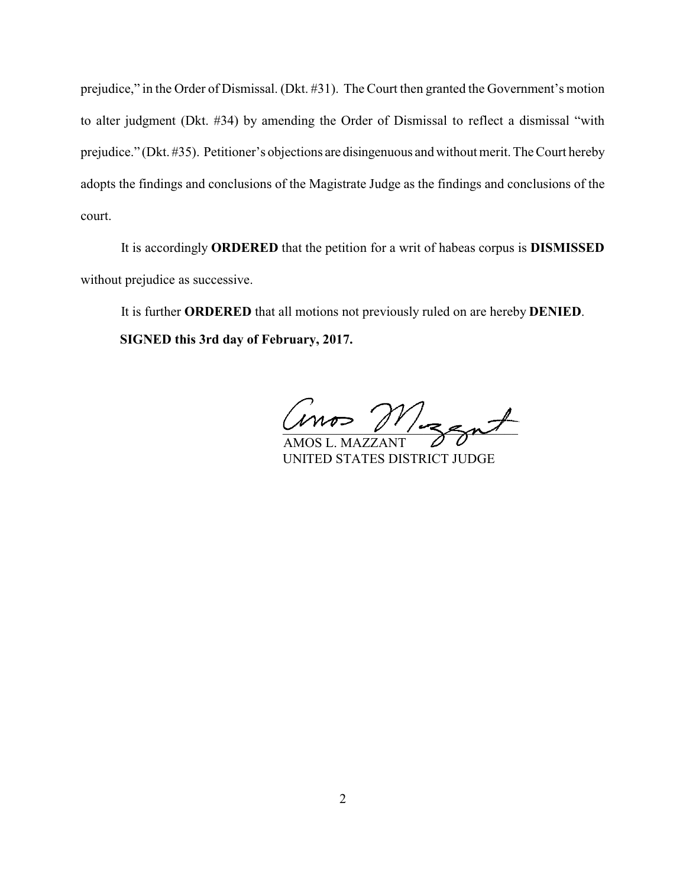prejudice," in the Order of Dismissal. (Dkt. #31). The Court then granted the Government's motion to alter judgment (Dkt. #34) by amending the Order of Dismissal to reflect a dismissal "with prejudice." (Dkt. #35). Petitioner's objections are disingenuous and without merit. The Court hereby adopts the findings and conclusions of the Magistrate Judge as the findings and conclusions of the court.

It is accordingly **ORDERED** that the petition for a writ of habeas corpus is **DISMISSED** without prejudice as successive.

It is further **ORDERED** that all motions not previously ruled on are hereby **DENIED**.

**SIGNED this 3rd day of February, 2017.**

AMOS L. MAZZANT
UNITED STATES DISTRICT JUDGE